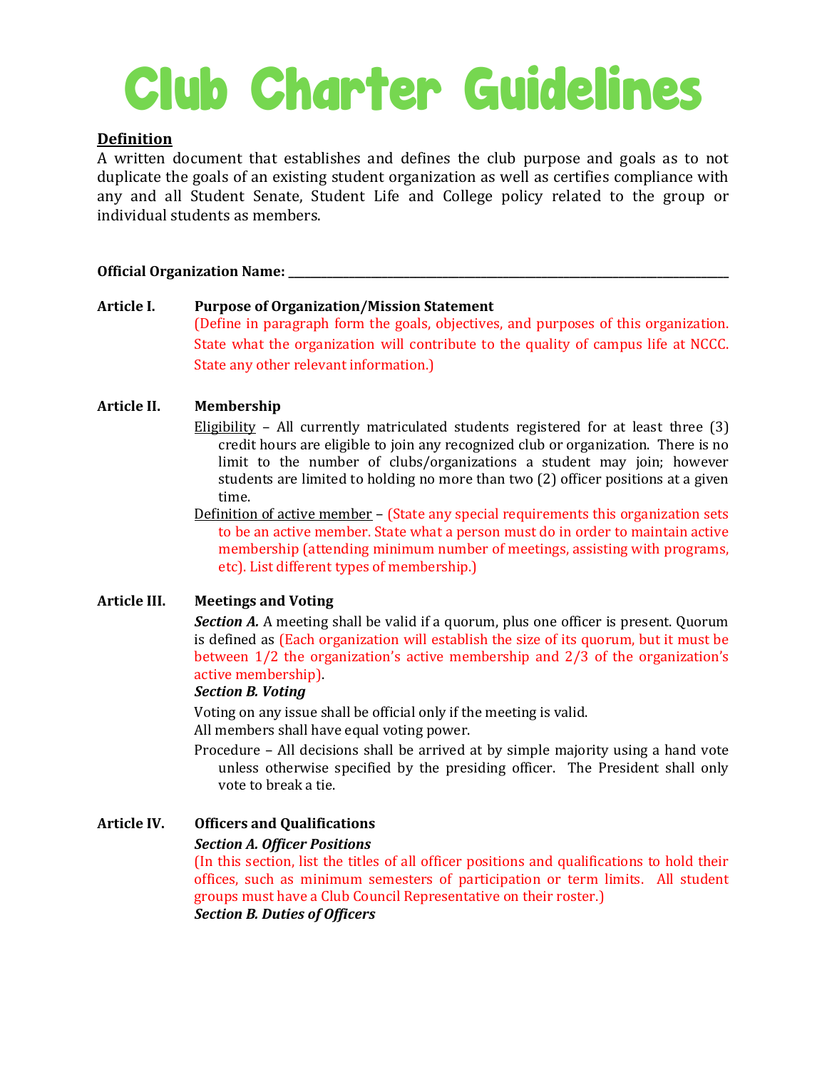# Club Charter Guidelines

**<u>Definition</u>**

A written document that establishes and defines the club purpose and goals as to not duplicate the goals of an existing student organization as well as certifies compliance with any and all Student Senate, Student Life and College policy related to the group or individual students as members.

**Official Organization Name: \_\_\_\_\_\_\_\_\_\_\_\_\_\_\_\_\_\_\_\_\_\_\_\_\_\_\_\_\_\_\_\_\_\_\_\_\_\_\_\_\_\_\_\_\_\_\_\_\_\_\_\_\_\_\_\_\_\_\_\_\_\_\_\_\_\_\_\_\_\_\_\_\_\_\_**

**Article I. Purpose of Organization/Mission Statement**

(Define in paragraph form the goals, objectives, and purposes of this organization. State what the organization will contribute to the quality of campus life at NCCC. State any other relevant information.)

**Article II. Membership**

<u>Eligibility</u> – All currently matriculated students registered for at least three (3) credit hours are eligible to join any recognized club or organization. There is no limit to the number of clubs/organizations a student may join; however students are limited to holding no more than two (2) officer positions at a given time.

<u>Definition of active member</u> – (State any special requirements this organization sets to be an active member. State what a person must do in order to maintain active membership (attending minimum number of meetings, assisting with programs, etc). List different types of membership.)

**Article III. Meetings and Voting**

***Section A.*** A meeting shall be valid if a quorum, plus one officer is present. Quorum is defined as (Each organization will establish the size of its quorum, but it must be between 1/2 the organization's active membership and 2/3 of the organization's active membership).

***Section B. Voting***

Voting on any issue shall be official only if the meeting is valid.

All members shall have equal voting power.

Procedure – All decisions shall be arrived at by simple majority using a hand vote unless otherwise specified by the presiding officer. The President shall only vote to break a tie.

**Article IV. Officers and Qualifications**

***Section A. Officer Positions***

(In this section, list the titles of all officer positions and qualifications to hold their offices, such as minimum semesters of participation or term limits. All student groups must have a Club Council Representative on their roster.)

***Section B. Duties of Officers***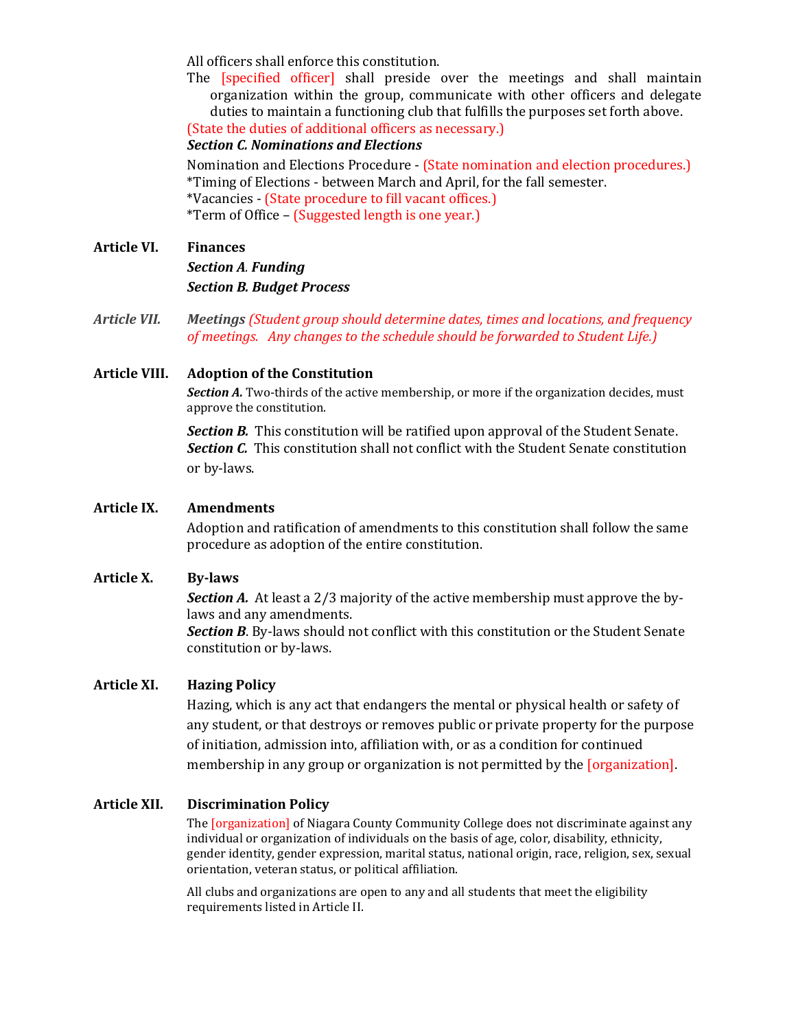All officers shall enforce this constitution.

The [specified officer] shall preside over the meetings and shall maintain organization within the group, communicate with other officers and delegate duties to maintain a functioning club that fulfills the purposes set forth above.

(State the duties of additional officers as necessary.)

***Section C. Nominations and Elections***

Nomination and Elections Procedure - (State nomination and election procedures.)
*Timing of Elections - between March and April, for the fall semester.
*Vacancies - (State procedure to fill vacant offices.)
*Term of Office – (Suggested length is one year.)

## Article VI. Finances

***Section A. Funding***

***Section B. Budget Process***

## *Article VII. Meetings* *(Student group should determine dates, times and locations, and frequency of meetings. Any changes to the schedule should be forwarded to Student Life.)*

## Article VIII. Adoption of the Constitution

***Section A.*** Two-thirds of the active membership, or more if the organization decides, must approve the constitution.

***Section B.*** This constitution will be ratified upon approval of the Student Senate.
***Section C.*** This constitution shall not conflict with the Student Senate constitution or by-laws.

## Article IX. Amendments

Adoption and ratification of amendments to this constitution shall follow the same procedure as adoption of the entire constitution.

## Article X. By-laws

***Section A.*** At least a 2/3 majority of the active membership must approve the by-laws and any amendments.
***Section B***. By-laws should not conflict with this constitution or the Student Senate constitution or by-laws.

## Article XI. Hazing Policy

Hazing, which is any act that endangers the mental or physical health or safety of any student, or that destroys or removes public or private property for the purpose of initiation, admission into, affiliation with, or as a condition for continued membership in any group or organization is not permitted by the [organization].

## Article XII. Discrimination Policy

The [organization] of Niagara County Community College does not discriminate against any individual or organization of individuals on the basis of age, color, disability, ethnicity, gender identity, gender expression, marital status, national origin, race, religion, sex, sexual orientation, veteran status, or political affiliation.

All clubs and organizations are open to any and all students that meet the eligibility requirements listed in Article II.